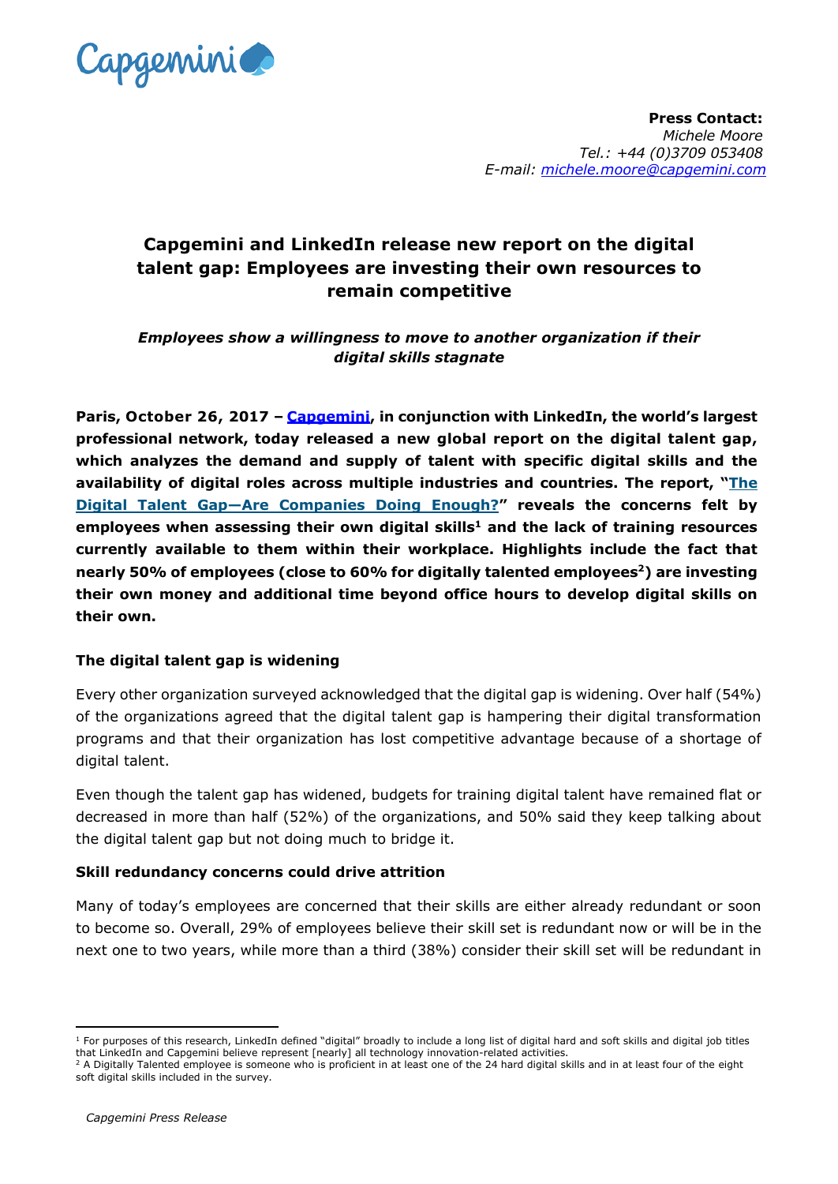**Press Contact:**
*Michele Moore*
*Tel.: +44 (0)3709 053408*
*E-mail: michele.moore@capgemini.com*

# Capgemini and LinkedIn release new report on the digital talent gap: Employees are investing their own resources to remain competitive

***Employees show a willingness to move to another organization if their digital skills stagnate***

**Paris, October 26, 2017 – Capgemini, in conjunction with LinkedIn, the world's largest professional network, today released a new global report on the digital talent gap, which analyzes the demand and supply of talent with specific digital skills and the availability of digital roles across multiple industries and countries. The report, "The Digital Talent Gap—Are Companies Doing Enough?" reveals the concerns felt by employees when assessing their own digital skills[1] and the lack of training resources currently available to them within their workplace. Highlights include the fact that nearly 50% of employees (close to 60% for digitally talented employees[2]) are investing their own money and additional time beyond office hours to develop digital skills on their own.**

### The digital talent gap is widening

Every other organization surveyed acknowledged that the digital gap is widening. Over half (54%) of the organizations agreed that the digital talent gap is hampering their digital transformation programs and that their organization has lost competitive advantage because of a shortage of digital talent.

Even though the talent gap has widened, budgets for training digital talent have remained flat or decreased in more than half (52%) of the organizations, and 50% said they keep talking about the digital talent gap but not doing much to bridge it.

### Skill redundancy concerns could drive attrition

Many of today's employees are concerned that their skills are either already redundant or soon to become so. Overall, 29% of employees believe their skill set is redundant now or will be in the next one to two years, while more than a third (38%) consider their skill set will be redundant in

---

[1] For purposes of this research, LinkedIn defined "digital" broadly to include a long list of digital hard and soft skills and digital job titles that LinkedIn and Capgemini believe represent [nearly] all technology innovation-related activities.

[2] A Digitally Talented employee is someone who is proficient in at least one of the 24 hard digital skills and in at least four of the eight soft digital skills included in the survey.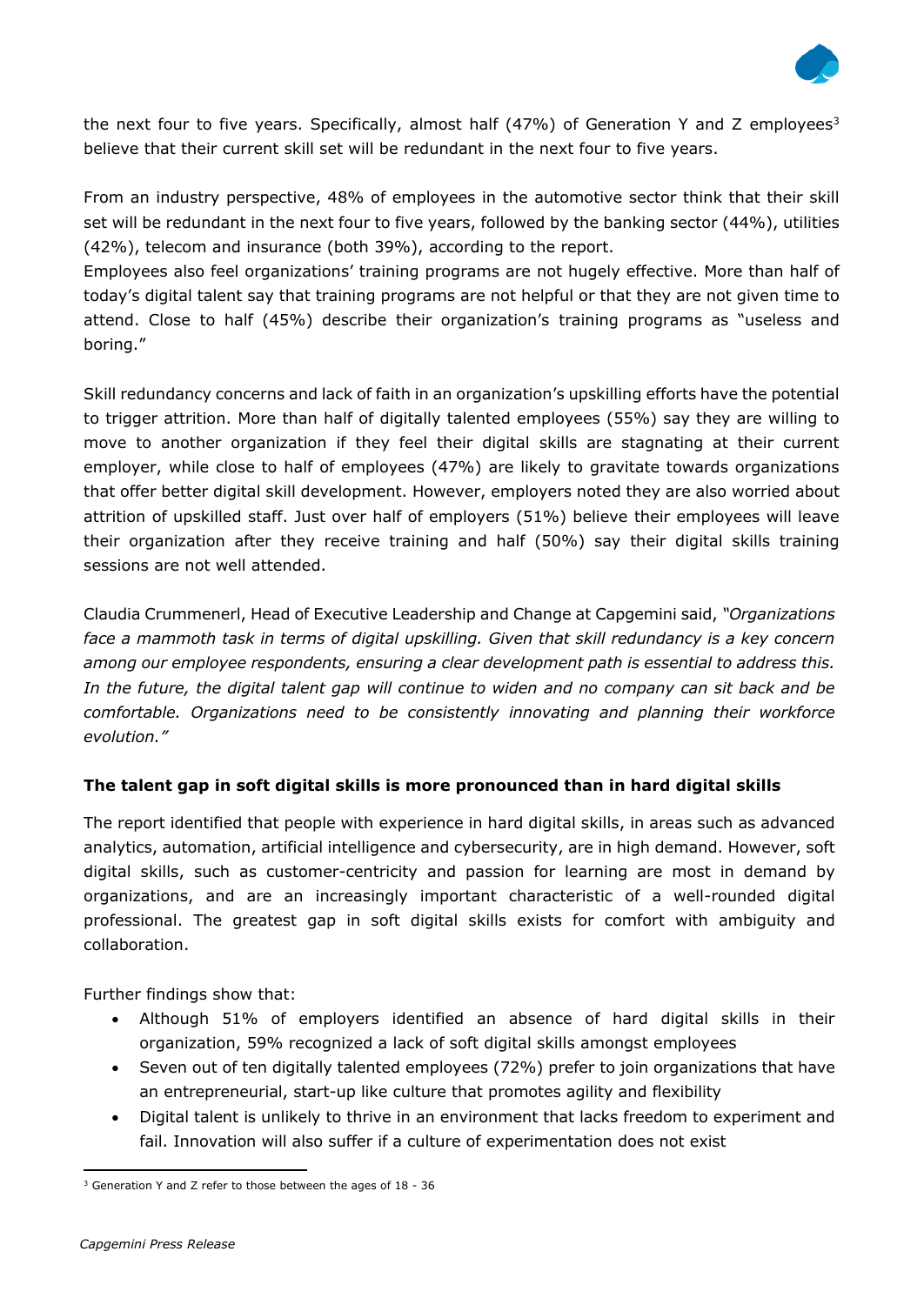the next four to five years. Specifically, almost half (47%) of Generation Y and Z employees[3] believe that their current skill set will be redundant in the next four to five years.

From an industry perspective, 48% of employees in the automotive sector think that their skill set will be redundant in the next four to five years, followed by the banking sector (44%), utilities (42%), telecom and insurance (both 39%), according to the report.
Employees also feel organizations' training programs are not hugely effective. More than half of today's digital talent say that training programs are not helpful or that they are not given time to attend. Close to half (45%) describe their organization's training programs as "useless and boring."

Skill redundancy concerns and lack of faith in an organization's upskilling efforts have the potential to trigger attrition. More than half of digitally talented employees (55%) say they are willing to move to another organization if they feel their digital skills are stagnating at their current employer, while close to half of employees (47%) are likely to gravitate towards organizations that offer better digital skill development. However, employers noted they are also worried about attrition of upskilled staff. Just over half of employers (51%) believe their employees will leave their organization after they receive training and half (50%) say their digital skills training sessions are not well attended.

Claudia Crummenerl, Head of Executive Leadership and Change at Capgemini said, *"Organizations face a mammoth task in terms of digital upskilling. Given that skill redundancy is a key concern among our employee respondents, ensuring a clear development path is essential to address this. In the future, the digital talent gap will continue to widen and no company can sit back and be comfortable. Organizations need to be consistently innovating and planning their workforce evolution."*

**The talent gap in soft digital skills is more pronounced than in hard digital skills**

The report identified that people with experience in hard digital skills, in areas such as advanced analytics, automation, artificial intelligence and cybersecurity, are in high demand. However, soft digital skills, such as customer-centricity and passion for learning are most in demand by organizations, and are an increasingly important characteristic of a well-rounded digital professional. The greatest gap in soft digital skills exists for comfort with ambiguity and collaboration.

Further findings show that:

- Although 51% of employers identified an absence of hard digital skills in their organization, 59% recognized a lack of soft digital skills amongst employees
- Seven out of ten digitally talented employees (72%) prefer to join organizations that have an entrepreneurial, start-up like culture that promotes agility and flexibility
- Digital talent is unlikely to thrive in an environment that lacks freedom to experiment and fail. Innovation will also suffer if a culture of experimentation does not exist

[3] Generation Y and Z refer to those between the ages of 18 - 36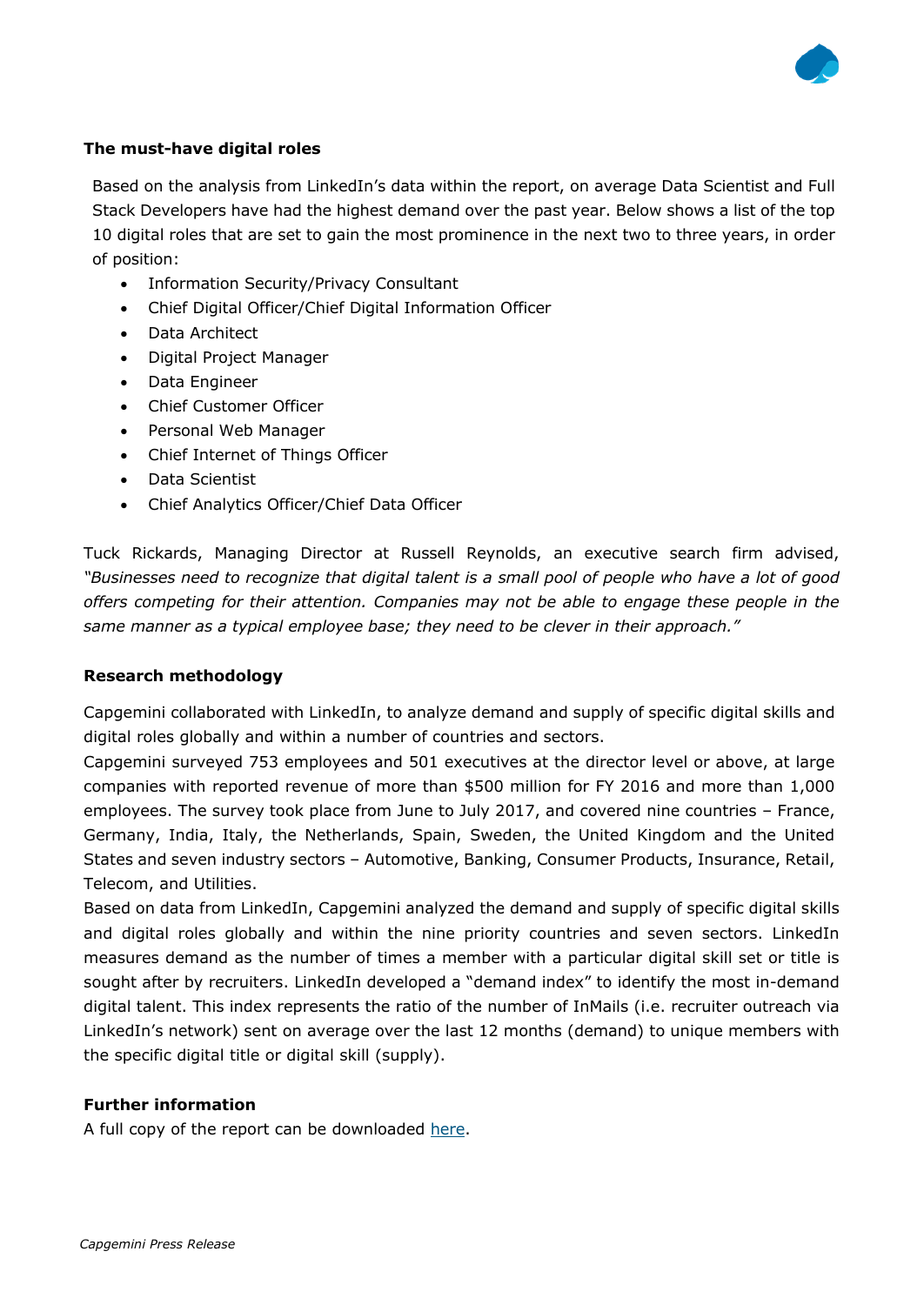**The must-have digital roles**

Based on the analysis from LinkedIn's data within the report, on average Data Scientist and Full Stack Developers have had the highest demand over the past year. Below shows a list of the top 10 digital roles that are set to gain the most prominence in the next two to three years, in order of position:

- Information Security/Privacy Consultant
- Chief Digital Officer/Chief Digital Information Officer
- Data Architect
- Digital Project Manager
- Data Engineer
- Chief Customer Officer
- Personal Web Manager
- Chief Internet of Things Officer
- Data Scientist
- Chief Analytics Officer/Chief Data Officer

Tuck Rickards, Managing Director at Russell Reynolds, an executive search firm advised, *"Businesses need to recognize that digital talent is a small pool of people who have a lot of good offers competing for their attention. Companies may not be able to engage these people in the same manner as a typical employee base; they need to be clever in their approach."*

**Research methodology**

Capgemini collaborated with LinkedIn, to analyze demand and supply of specific digital skills and digital roles globally and within a number of countries and sectors.

Capgemini surveyed 753 employees and 501 executives at the director level or above, at large companies with reported revenue of more than $500 million for FY 2016 and more than 1,000 employees. The survey took place from June to July 2017, and covered nine countries – France, Germany, India, Italy, the Netherlands, Spain, Sweden, the United Kingdom and the United States and seven industry sectors – Automotive, Banking, Consumer Products, Insurance, Retail, Telecom, and Utilities.

Based on data from LinkedIn, Capgemini analyzed the demand and supply of specific digital skills and digital roles globally and within the nine priority countries and seven sectors. LinkedIn measures demand as the number of times a member with a particular digital skill set or title is sought after by recruiters. LinkedIn developed a "demand index" to identify the most in-demand digital talent. This index represents the ratio of the number of InMails (i.e. recruiter outreach via LinkedIn's network) sent on average over the last 12 months (demand) to unique members with the specific digital title or digital skill (supply).

**Further information**

A full copy of the report can be downloaded here.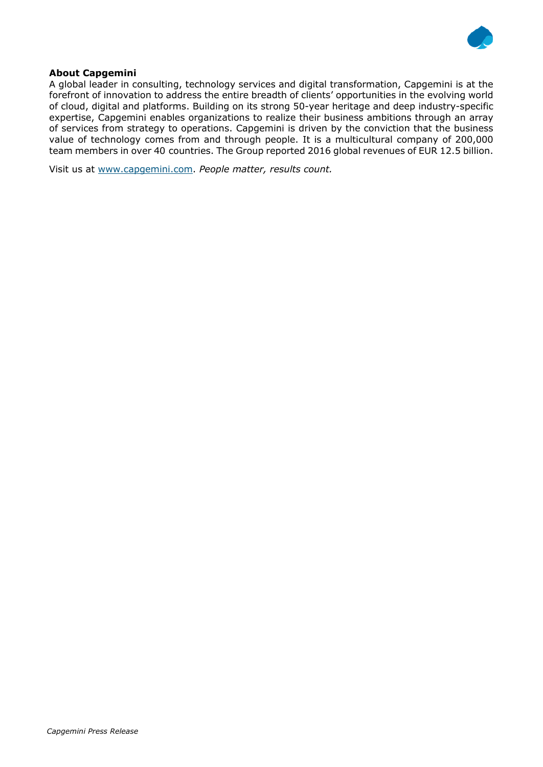**About Capgemini**

A global leader in consulting, technology services and digital transformation, Capgemini is at the forefront of innovation to address the entire breadth of clients' opportunities in the evolving world of cloud, digital and platforms. Building on its strong 50-year heritage and deep industry-specific expertise, Capgemini enables organizations to realize their business ambitions through an array of services from strategy to operations. Capgemini is driven by the conviction that the business value of technology comes from and through people. It is a multicultural company of 200,000 team members in over 40 countries. The Group reported 2016 global revenues of EUR 12.5 billion.

Visit us at [www.capgemini.com](http://www.capgemini.com). *People matter, results count.*